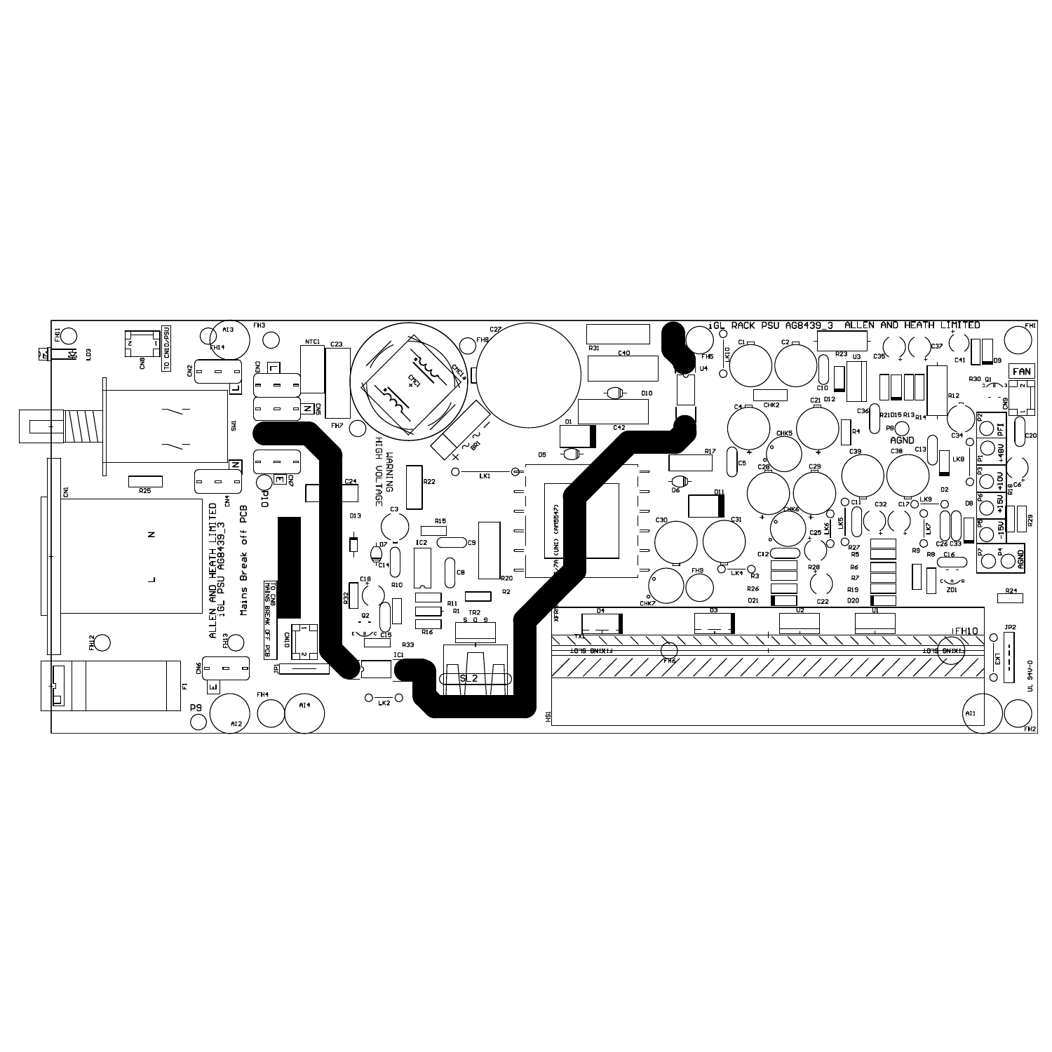iGL RACK PSU AG8439_3 ALLEN AND HEATH LIMITED

ALLEN AND HEATH LIMITED
iGL PSU AG8439_3

Mains Break off PCB

WARNING
HIGH VOLTAGE

TO CN8
MAINS BREAK OFF PCB

TO CN10/PSU

FAN

AGND

PFI

+48V

+10V

+15V

-15V

FIXING SLOT

UL 94V-0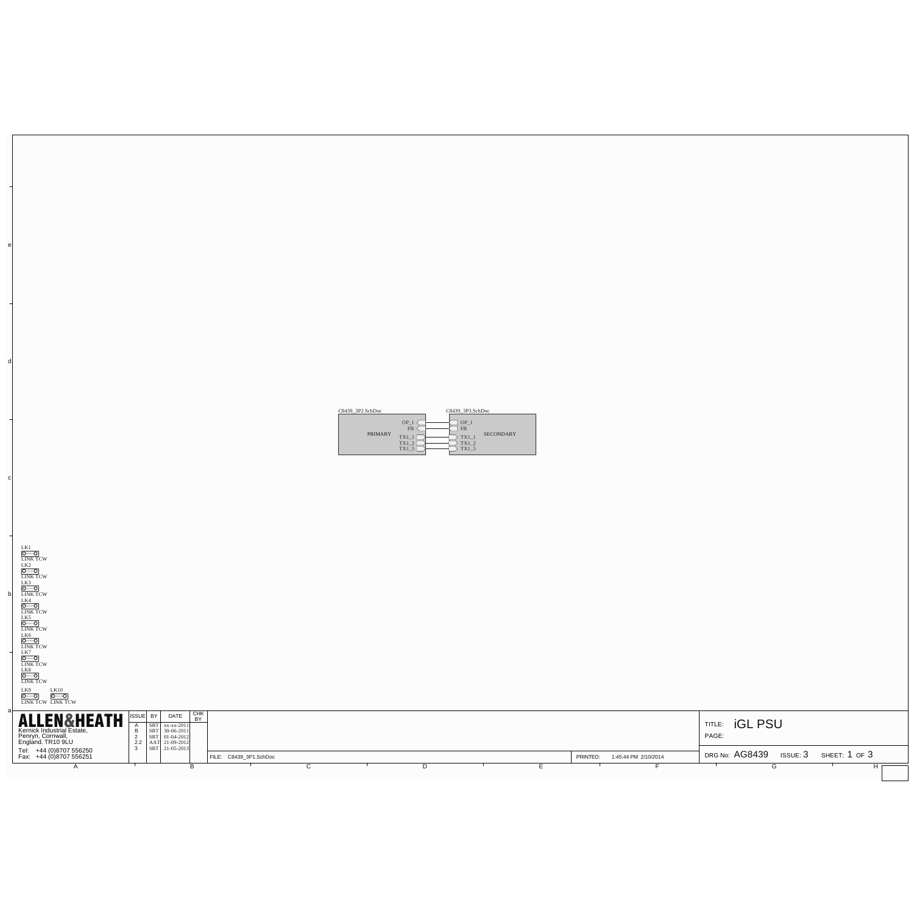C8439_3P2.SchDoc

PRIMARY

OP_1
FB
TX1_1
TX1_2
TX1_5

C8439_3P3.SchDoc

SECONDARY

OP_1
FB
TX1_1
TX1_2
TX1_5

LK1
LINK TCW
LK2
LINK TCW
LK3
LINK TCW
LK4
LINK TCW
LK5
LINK TCW
LK6
LINK TCW
LK7
LINK TCW
LK8
LINK TCW
LK9
LINK TCW
LK10
LINK TCW

**ALLEN&HEATH**

Kernick Industrial Estate,
Penryn, Cornwall,
England. TR10 9LU

Tel: +44 (0)8707 556250
Fax: +44 (0)8707 556251

| ISSUE | BY | DATE | CHK BY |
|---|---|---|---|
| A | SRT | xx-xx-2011 | |
| B | SRT | 30-06-2011 | |
| 2 | SRT | 01-04-2012 | |
| 2.2 | AAT | 21-09-2012 | |
| 3 | SRT | 21-05-2013 | |

FILE: C8439_3P1.SchDoc

PRINTED: 1:45:44 PM 2/10/2014

TITLE: iGL PSU

PAGE:

DRG No: AG8439 ISSUE: 3 SHEET: 1 OF 3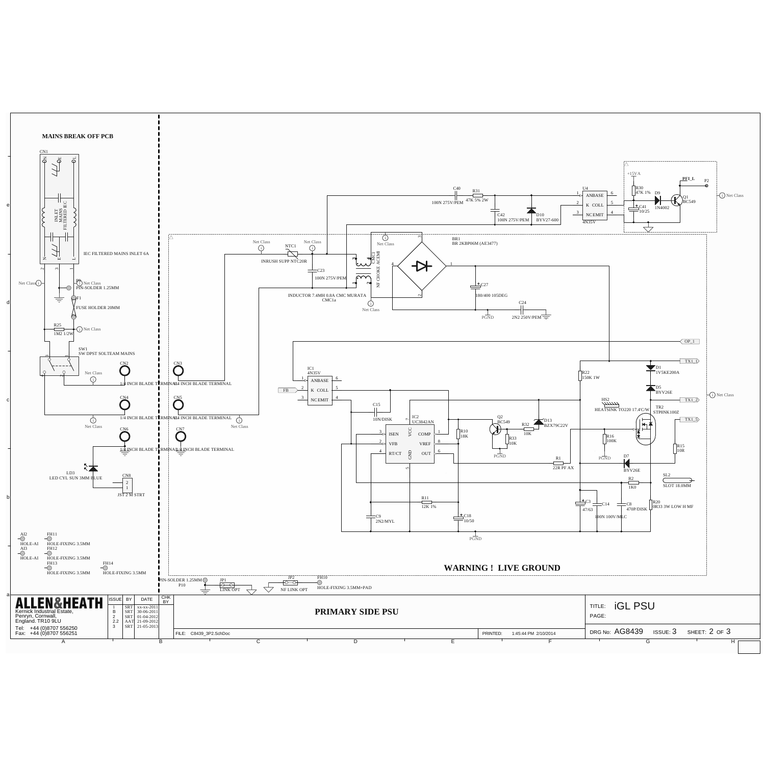**MAINS BREAK OFF PCB**

CN1
N E L
INLET MAINS FILTERED IEC
IEC FILTERED MAINS INLET 6A

Net Class
P9 Net Class
PIN-SOLDER 1.25MM
F1
FUSE HOLDER 20MM
R25
1M2 1/2W
Net Class
SW1
SW DPST SOLTEAM MAINS
CN2
Net Class
1/4 INCH BLADE TERMINAL
CN3
1/4 INCH BLADE TERMINAL
CN4
1/4 INCH BLADE TERMINAL
CN5
1/4 INCH BLADE TERMINAL
Net Class
Net Class
CN6
1/4 INCH BLADE TERMINAL
CN7
1/4 INCH BLADE TERMINAL
LD3
LED CYL SUN 3MM BLUE
CN8
JST 2 M STRT

AI2
HOLE-AI
AI3
HOLE-AI
FH11
HOLE-FIXING 3.5MM
FH12
HOLE-FIXING 3.5MM
FH13
HOLE-FIXING 3.5MM
FH14
HOLE-FIXING 3.5MM

Net Class
NTC1
Net Class
INRUSH SUPP NTC20R
C23
100N 275V/PEM
CMC1
NF CHOKE ACEMI
INDUCTOR 7.4MH 0.8A CMC MURATA
CMC1a
Net Class
Net Class
BR1
BR 2KBP06M (AE3477)
C27
180/400 105DEG
C24
2N2 250V/PEM
PGND

C40
100N 275V/PEM
R31
47K 5% 2W
C42
100N 275V/PEM
D10
BYV27-600
U4
4N35V
ANBASE
K COLL
NC EMIT
+15VA
R30
47K 1%
D9
1N4002
C41
10/25
Q1
BC549
PFI_L
P2
Net Class

OP_1
TX1_1
TX1_2
TX1_5
IC1
4N35V
ANBASE
K COLL
NC EMIT
FB
C15
10N/DISK
IC2
UC3842AN
ISEN
VFB
RT/CT
VCC
GND
COMP
VREF
OUT
R10
18K
Q2
BC549
R32
10K
R33
10K
D13
BZX79C22V
PGND
R22
150K 1W
D1
1V5KE200A
D5
BYV26E
Net Class
HS2
HEATSINK TO220 17.4'C/W
TR2
STP8NK100Z
R16
100K
R15
10R
PGND
D7
BYV26E
R1
22R PF AX
R2
1K0
SL2
SLOT 18.0MM
R11
12K 1%
C9
2N2/MYL
C18
10/50
C3
47/63
C14
100N 100V/MLC
C8
470P/DISK
R20
0R33 3W LOW H MF
PGND

**WARNING ! LIVE GROUND**

PIN-SOLDER 1.25MM
P10
JP1
LINK OPT
JP2
NF LINK OPT
FH10
HOLE-FIXING 3.5MM+PAD

**ALLEN&HEATH**
Kernick Industrial Estate,
Penryn, Cornwall,
England. TR10 9LU
Tel: +44 (0)8707 556250
Fax: +44 (0)8707 556251

| ISSUE | BY | DATE | CHK BY |
| --- | --- | --- | --- |
| 1 | SRT | xx-xx-2011 | |
| B | SRT | 30-06-2011 | |
| 2 | SRT | 01-04-2012 | |
| 2.2 | AAT | 21-09-2012 | |
| 3 | SRT | 21-05-2013 | |

**PRIMARY SIDE PSU**

TITLE: iGL PSU
PAGE:

FILE: C8439_3P2.SchDoc
PRINTED: 1:45:44 PM 2/10/2014
DRG No: AG8439 ISSUE: 3 SHEET: 2 OF 3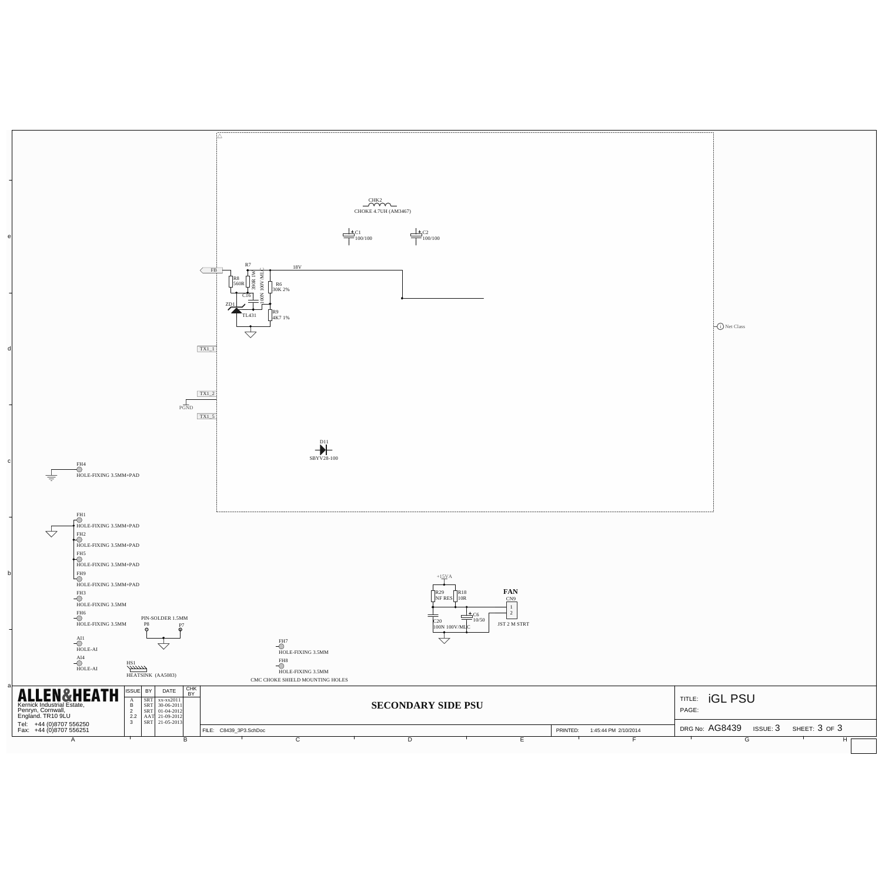CHK2
CHOKE 4.7UH (AM3467)

C1
100/100

C2
100/100

FB

R7
390R 1W

R8
560R

C16
100N 100V MLC

18V

R6
30K 2%

ZD1
TL431

R9
4K7 1%

TX1_1

TX1_2

PGND

TX1_5

Net Class

D11
SBYV28-100

FH4
HOLE-FIXING 3.5MM+PAD

FH1
HOLE-FIXING 3.5MM+PAD

FH2
HOLE-FIXING 3.5MM+PAD

FH5
HOLE-FIXING 3.5MM+PAD

FH9
HOLE-FIXING 3.5MM+PAD

FH3
HOLE-FIXING 3.5MM

FH6
HOLE-FIXING 3.5MM

PIN-SOLDER 1.5MM
P8
P7

AI1
HOLE-AI

AI4
HOLE-AI

HS1
HEATSINK (AA5083)

FH7
HOLE-FIXING 3.5MM

FH8
HOLE-FIXING 3.5MM

CMC CHOKE SHIELD MOUNTING HOLES

+15VA

R29
NF RES

R18
10R

C20
100N 100V/MLC

C6
10/50

**FAN**
CN9
1
2
JST 2 M STRT

**ALLEN&HEATH**
Kernick Industrial Estate,
Penryn, Cornwall,
England. TR10 9LU
Tel: +44 (0)8707 556250
Fax: +44 (0)8707 556251

| ISSUE | BY | DATE | CHK BY |
|---|---|---|---|
| A | SRT | xx-xx2011 | |
| B | SRT | 30-06-2011 | |
| 2 | SRT | 01-04-2012 | |
| 2.2 | AAT | 21-09-2012 | |
| 3 | SRT | 21-05-2013 | |

**SECONDARY SIDE PSU**

FILE: C8439_3P3.SchDoc

PRINTED: 1:45:44 PM 2/10/2014

TITLE: iGL PSU
PAGE:

DRG No: AG8439 ISSUE: 3 SHEET: 3 OF 3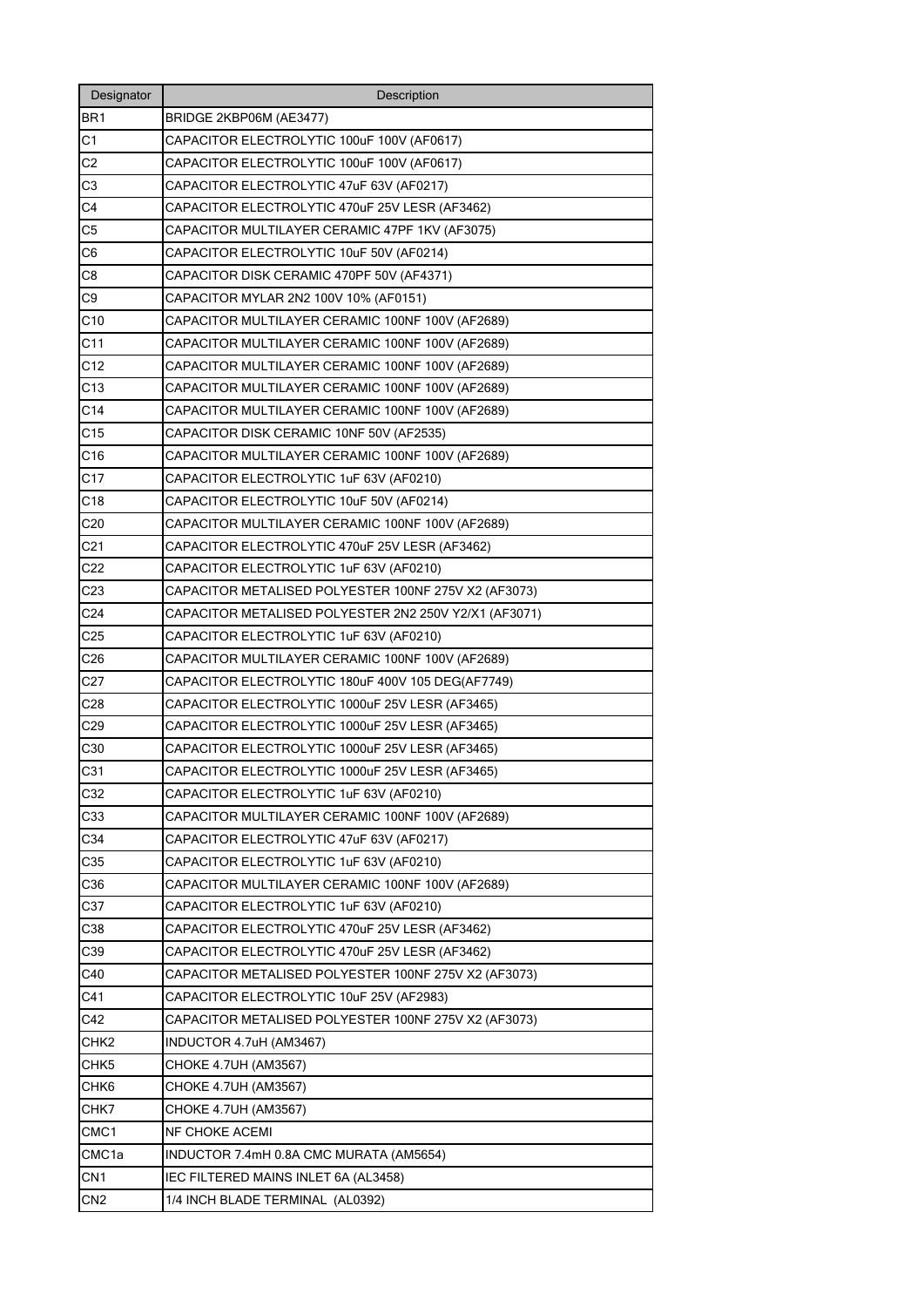| Designator | Description |
|---|---|
| BR1 | BRIDGE 2KBP06M (AE3477) |
| C1 | CAPACITOR ELECTROLYTIC 100uF 100V (AF0617) |
| C2 | CAPACITOR ELECTROLYTIC 100uF 100V (AF0617) |
| C3 | CAPACITOR ELECTROLYTIC 47uF 63V (AF0217) |
| C4 | CAPACITOR ELECTROLYTIC 470uF 25V LESR (AF3462) |
| C5 | CAPACITOR MULTILAYER CERAMIC 47PF 1KV (AF3075) |
| C6 | CAPACITOR ELECTROLYTIC 10uF 50V (AF0214) |
| C8 | CAPACITOR DISK CERAMIC 470PF 50V (AF4371) |
| C9 | CAPACITOR MYLAR 2N2 100V 10% (AF0151) |
| C10 | CAPACITOR MULTILAYER CERAMIC 100NF 100V (AF2689) |
| C11 | CAPACITOR MULTILAYER CERAMIC 100NF 100V (AF2689) |
| C12 | CAPACITOR MULTILAYER CERAMIC 100NF 100V (AF2689) |
| C13 | CAPACITOR MULTILAYER CERAMIC 100NF 100V (AF2689) |
| C14 | CAPACITOR MULTILAYER CERAMIC 100NF 100V (AF2689) |
| C15 | CAPACITOR DISK CERAMIC 10NF 50V (AF2535) |
| C16 | CAPACITOR MULTILAYER CERAMIC 100NF 100V (AF2689) |
| C17 | CAPACITOR ELECTROLYTIC 1uF 63V (AF0210) |
| C18 | CAPACITOR ELECTROLYTIC 10uF 50V (AF0214) |
| C20 | CAPACITOR MULTILAYER CERAMIC 100NF 100V (AF2689) |
| C21 | CAPACITOR ELECTROLYTIC 470uF 25V LESR (AF3462) |
| C22 | CAPACITOR ELECTROLYTIC 1uF 63V (AF0210) |
| C23 | CAPACITOR METALISED POLYESTER 100NF 275V X2 (AF3073) |
| C24 | CAPACITOR METALISED POLYESTER 2N2 250V Y2/X1 (AF3071) |
| C25 | CAPACITOR ELECTROLYTIC 1uF 63V (AF0210) |
| C26 | CAPACITOR MULTILAYER CERAMIC 100NF 100V (AF2689) |
| C27 | CAPACITOR ELECTROLYTIC 180uF 400V 105 DEG(AF7749) |
| C28 | CAPACITOR ELECTROLYTIC 1000uF 25V LESR (AF3465) |
| C29 | CAPACITOR ELECTROLYTIC 1000uF 25V LESR (AF3465) |
| C30 | CAPACITOR ELECTROLYTIC 1000uF 25V LESR (AF3465) |
| C31 | CAPACITOR ELECTROLYTIC 1000uF 25V LESR (AF3465) |
| C32 | CAPACITOR ELECTROLYTIC 1uF 63V (AF0210) |
| C33 | CAPACITOR MULTILAYER CERAMIC 100NF 100V (AF2689) |
| C34 | CAPACITOR ELECTROLYTIC 47uF 63V (AF0217) |
| C35 | CAPACITOR ELECTROLYTIC 1uF 63V (AF0210) |
| C36 | CAPACITOR MULTILAYER CERAMIC 100NF 100V (AF2689) |
| C37 | CAPACITOR ELECTROLYTIC 1uF 63V (AF0210) |
| C38 | CAPACITOR ELECTROLYTIC 470uF 25V LESR (AF3462) |
| C39 | CAPACITOR ELECTROLYTIC 470uF 25V LESR (AF3462) |
| C40 | CAPACITOR METALISED POLYESTER 100NF 275V X2 (AF3073) |
| C41 | CAPACITOR ELECTROLYTIC 10uF 25V (AF2983) |
| C42 | CAPACITOR METALISED POLYESTER 100NF 275V X2 (AF3073) |
| CHK2 | INDUCTOR 4.7uH (AM3467) |
| CHK5 | CHOKE 4.7UH (AM3567) |
| CHK6 | CHOKE 4.7UH (AM3567) |
| CHK7 | CHOKE 4.7UH (AM3567) |
| CMC1 | NF CHOKE ACEMI |
| CMC1a | INDUCTOR 7.4mH 0.8A CMC MURATA (AM5654) |
| CN1 | IEC FILTERED MAINS INLET 6A (AL3458) |
| CN2 | 1/4 INCH BLADE TERMINAL (AL0392) |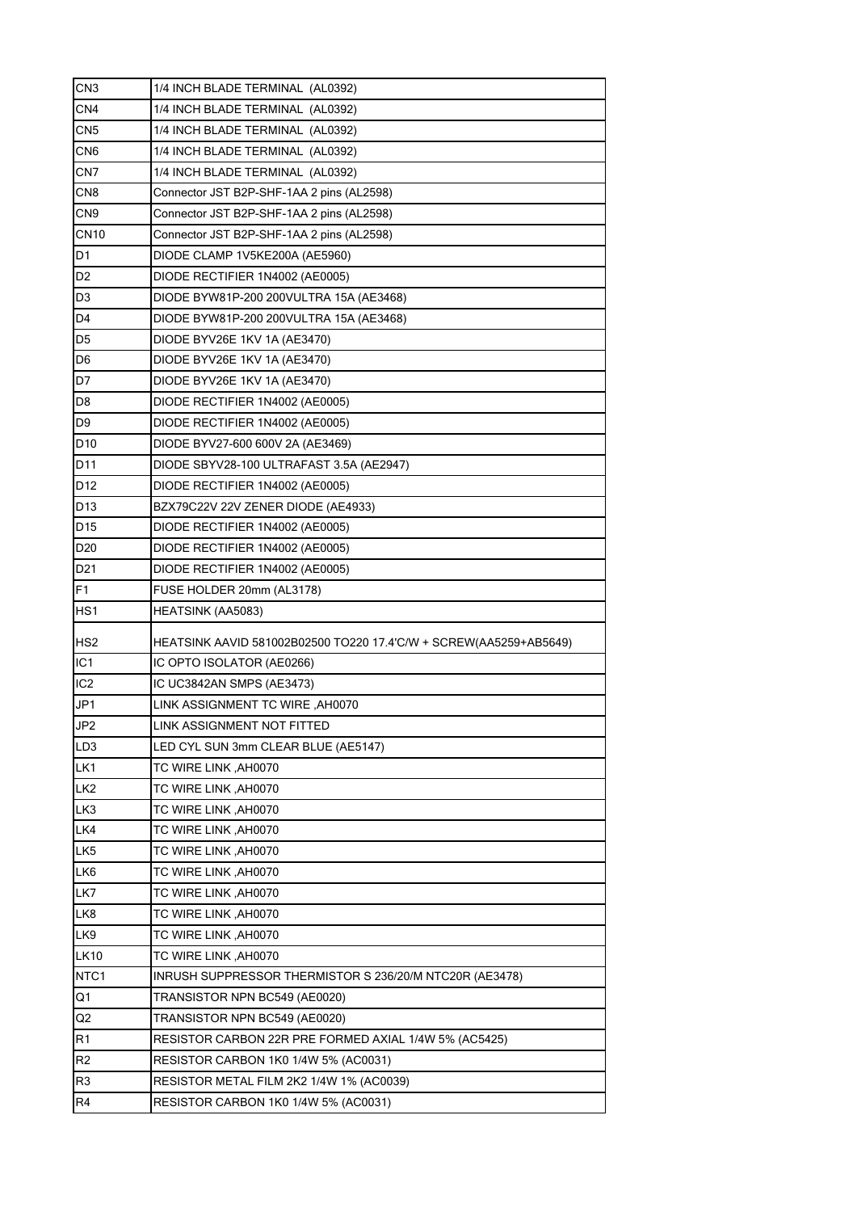| | |
|---|---|
| CN3 | 1/4 INCH BLADE TERMINAL (AL0392) |
| CN4 | 1/4 INCH BLADE TERMINAL (AL0392) |
| CN5 | 1/4 INCH BLADE TERMINAL (AL0392) |
| CN6 | 1/4 INCH BLADE TERMINAL (AL0392) |
| CN7 | 1/4 INCH BLADE TERMINAL (AL0392) |
| CN8 | Connector JST B2P-SHF-1AA 2 pins (AL2598) |
| CN9 | Connector JST B2P-SHF-1AA 2 pins (AL2598) |
| CN10 | Connector JST B2P-SHF-1AA 2 pins (AL2598) |
| D1 | DIODE CLAMP 1V5KE200A (AE5960) |
| D2 | DIODE RECTIFIER 1N4002 (AE0005) |
| D3 | DIODE BYW81P-200 200VULTRA 15A (AE3468) |
| D4 | DIODE BYW81P-200 200VULTRA 15A (AE3468) |
| D5 | DIODE BYV26E 1KV 1A (AE3470) |
| D6 | DIODE BYV26E 1KV 1A (AE3470) |
| D7 | DIODE BYV26E 1KV 1A (AE3470) |
| D8 | DIODE RECTIFIER 1N4002 (AE0005) |
| D9 | DIODE RECTIFIER 1N4002 (AE0005) |
| D10 | DIODE BYV27-600 600V 2A (AE3469) |
| D11 | DIODE SBYV28-100 ULTRAFAST 3.5A (AE2947) |
| D12 | DIODE RECTIFIER 1N4002 (AE0005) |
| D13 | BZX79C22V 22V ZENER DIODE (AE4933) |
| D15 | DIODE RECTIFIER 1N4002 (AE0005) |
| D20 | DIODE RECTIFIER 1N4002 (AE0005) |
| D21 | DIODE RECTIFIER 1N4002 (AE0005) |
| F1 | FUSE HOLDER 20mm (AL3178) |
| HS1 | HEATSINK (AA5083) |
| HS2 | HEATSINK AAVID 581002B02500 TO220 17.4'C/W + SCREW(AA5259+AB5649) |
| IC1 | IC OPTO ISOLATOR (AE0266) |
| IC2 | IC UC3842AN SMPS (AE3473) |
| JP1 | LINK ASSIGNMENT TC WIRE ,AH0070 |
| JP2 | LINK ASSIGNMENT NOT FITTED |
| LD3 | LED CYL SUN 3mm CLEAR BLUE (AE5147) |
| LK1 | TC WIRE LINK ,AH0070 |
| LK2 | TC WIRE LINK ,AH0070 |
| LK3 | TC WIRE LINK ,AH0070 |
| LK4 | TC WIRE LINK ,AH0070 |
| LK5 | TC WIRE LINK ,AH0070 |
| LK6 | TC WIRE LINK ,AH0070 |
| LK7 | TC WIRE LINK ,AH0070 |
| LK8 | TC WIRE LINK ,AH0070 |
| LK9 | TC WIRE LINK ,AH0070 |
| LK10 | TC WIRE LINK ,AH0070 |
| NTC1 | INRUSH SUPPRESSOR THERMISTOR S 236/20/M NTC20R (AE3478) |
| Q1 | TRANSISTOR NPN BC549 (AE0020) |
| Q2 | TRANSISTOR NPN BC549 (AE0020) |
| R1 | RESISTOR CARBON 22R PRE FORMED AXIAL 1/4W 5% (AC5425) |
| R2 | RESISTOR CARBON 1K0 1/4W 5% (AC0031) |
| R3 | RESISTOR METAL FILM 2K2 1/4W 1% (AC0039) |
| R4 | RESISTOR CARBON 1K0 1/4W 5% (AC0031) |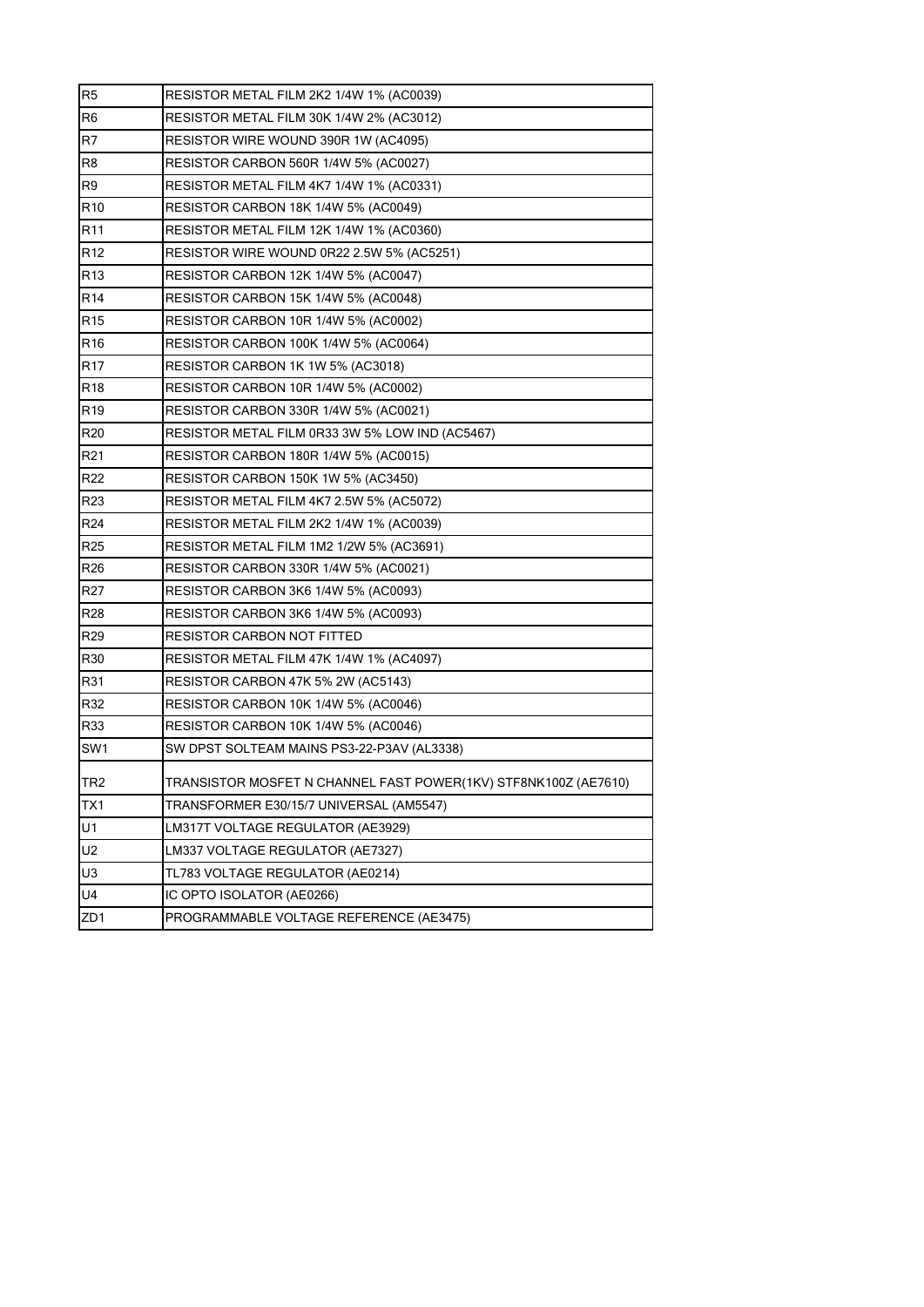| | |
|---|---|
| R5 | RESISTOR METAL FILM 2K2 1/4W 1% (AC0039) |
| R6 | RESISTOR METAL FILM 30K 1/4W 2% (AC3012) |
| R7 | RESISTOR WIRE WOUND 390R 1W (AC4095) |
| R8 | RESISTOR CARBON 560R 1/4W 5% (AC0027) |
| R9 | RESISTOR METAL FILM 4K7 1/4W 1% (AC0331) |
| R10 | RESISTOR CARBON 18K 1/4W 5% (AC0049) |
| R11 | RESISTOR METAL FILM 12K 1/4W 1% (AC0360) |
| R12 | RESISTOR WIRE WOUND 0R22 2.5W 5% (AC5251) |
| R13 | RESISTOR CARBON 12K 1/4W 5% (AC0047) |
| R14 | RESISTOR CARBON 15K 1/4W 5% (AC0048) |
| R15 | RESISTOR CARBON 10R 1/4W 5% (AC0002) |
| R16 | RESISTOR CARBON 100K 1/4W 5% (AC0064) |
| R17 | RESISTOR CARBON 1K 1W 5% (AC3018) |
| R18 | RESISTOR CARBON 10R 1/4W 5% (AC0002) |
| R19 | RESISTOR CARBON 330R 1/4W 5% (AC0021) |
| R20 | RESISTOR METAL FILM 0R33 3W 5% LOW IND (AC5467) |
| R21 | RESISTOR CARBON 180R 1/4W 5% (AC0015) |
| R22 | RESISTOR CARBON 150K 1W 5% (AC3450) |
| R23 | RESISTOR METAL FILM 4K7 2.5W 5% (AC5072) |
| R24 | RESISTOR METAL FILM 2K2 1/4W 1% (AC0039) |
| R25 | RESISTOR METAL FILM 1M2 1/2W 5% (AC3691) |
| R26 | RESISTOR CARBON 330R 1/4W 5% (AC0021) |
| R27 | RESISTOR CARBON 3K6 1/4W 5% (AC0093) |
| R28 | RESISTOR CARBON 3K6 1/4W 5% (AC0093) |
| R29 | RESISTOR CARBON NOT FITTED |
| R30 | RESISTOR METAL FILM 47K 1/4W 1% (AC4097) |
| R31 | RESISTOR CARBON 47K 5% 2W (AC5143) |
| R32 | RESISTOR CARBON 10K 1/4W 5% (AC0046) |
| R33 | RESISTOR CARBON 10K 1/4W 5% (AC0046) |
| SW1 | SW DPST SOLTEAM MAINS PS3-22-P3AV (AL3338) |
| TR2 | TRANSISTOR MOSFET N CHANNEL FAST POWER(1KV) STF8NK100Z (AE7610) |
| TX1 | TRANSFORMER E30/15/7 UNIVERSAL (AM5547) |
| U1 | LM317T VOLTAGE REGULATOR (AE3929) |
| U2 | LM337 VOLTAGE REGULATOR (AE7327) |
| U3 | TL783 VOLTAGE REGULATOR (AE0214) |
| U4 | IC OPTO ISOLATOR (AE0266) |
| ZD1 | PROGRAMMABLE VOLTAGE REFERENCE (AE3475) |